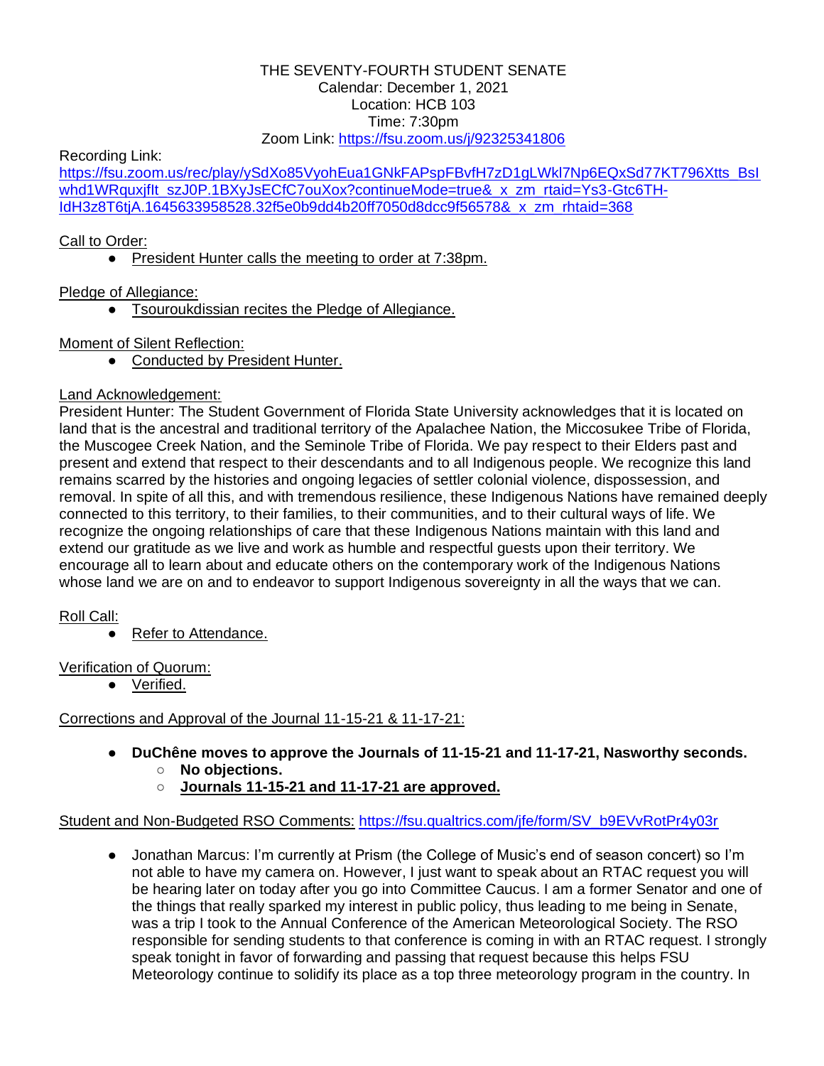THE SEVENTY-FOURTH STUDENT SENATE
Calendar: December 1, 2021
Location: HCB 103
Time: 7:30pm
Zoom Link: https://fsu.zoom.us/j/92325341806

Recording Link:
https://fsu.zoom.us/rec/play/ySdXo85VyohEua1GNkFAPspFBvfH7zD1gLWkl7Np6EQxSd77KT796Xtts_BsIwhd1WRquxjfIt_szJ0P.1BXyJsECfC7ouXox?continueMode=true&_x_zm_rtaid=Ys3-Gtc6TH-IdH3z8T6tjA.1645633958528.32f5e0b9dd4b20ff7050d8dcc9f56578&_x_zm_rhtaid=368

Call to Order:

- President Hunter calls the meeting to order at 7:38pm.

Pledge of Allegiance:

- Tsouroukdissian recites the Pledge of Allegiance.

Moment of Silent Reflection:

- Conducted by President Hunter.

Land Acknowledgement:

President Hunter: The Student Government of Florida State University acknowledges that it is located on land that is the ancestral and traditional territory of the Apalachee Nation, the Miccosukee Tribe of Florida, the Muscogee Creek Nation, and the Seminole Tribe of Florida. We pay respect to their Elders past and present and extend that respect to their descendants and to all Indigenous people. We recognize this land remains scarred by the histories and ongoing legacies of settler colonial violence, dispossession, and removal. In spite of all this, and with tremendous resilience, these Indigenous Nations have remained deeply connected to this territory, to their families, to their communities, and to their cultural ways of life. We recognize the ongoing relationships of care that these Indigenous Nations maintain with this land and extend our gratitude as we live and work as humble and respectful guests upon their territory. We encourage all to learn about and educate others on the contemporary work of the Indigenous Nations whose land we are on and to endeavor to support Indigenous sovereignty in all the ways that we can.

Roll Call:

- Refer to Attendance.

Verification of Quorum:

- Verified.

Corrections and Approval of the Journal 11-15-21 & 11-17-21:

- **DuChêne moves to approve the Journals of 11-15-21 and 11-17-21, Nasworthy seconds.**
  - **No objections.**
  - **Journals 11-15-21 and 11-17-21 are approved.**

Student and Non-Budgeted RSO Comments: https://fsu.qualtrics.com/jfe/form/SV_b9EVvRotPr4y03r

- Jonathan Marcus: I'm currently at Prism (the College of Music's end of season concert) so I'm not able to have my camera on. However, I just want to speak about an RTAC request you will be hearing later on today after you go into Committee Caucus. I am a former Senator and one of the things that really sparked my interest in public policy, thus leading to me being in Senate, was a trip I took to the Annual Conference of the American Meteorological Society. The RSO responsible for sending students to that conference is coming in with an RTAC request. I strongly speak tonight in favor of forwarding and passing that request because this helps FSU Meteorology continue to solidify its place as a top three meteorology program in the country. In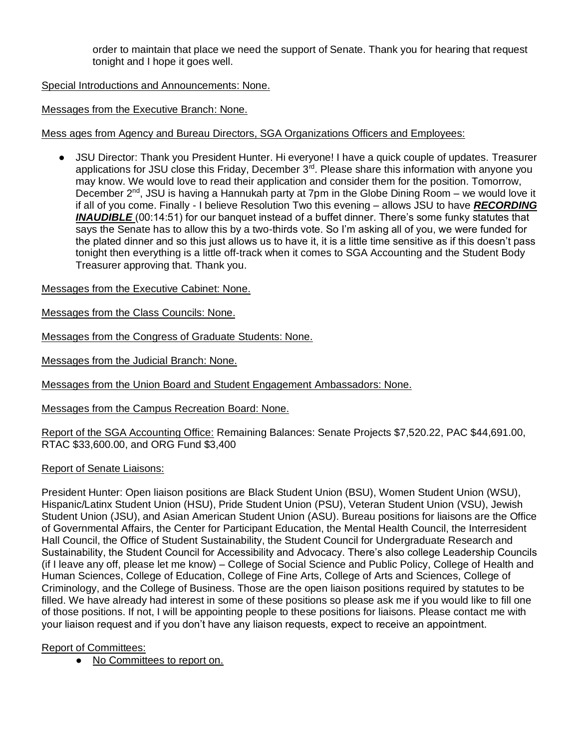order to maintain that place we need the support of Senate. Thank you for hearing that request tonight and I hope it goes well.

<u>Special Introductions and Announcements: None.</u>

<u>Messages from the Executive Branch: None.</u>

<u>Mess ages from Agency and Bureau Directors, SGA Organizations Officers and Employees:</u>

- JSU Director: Thank you President Hunter. Hi everyone! I have a quick couple of updates. Treasurer applications for JSU close this Friday, December 3rd. Please share this information with anyone you may know. We would love to read their application and consider them for the position. Tomorrow, December 2nd, JSU is having a Hannukah party at 7pm in the Globe Dining Room – we would love it if all of you come. Finally - I believe Resolution Two this evening – allows JSU to have ***RECORDING INAUDIBLE*** (00:14:51) for our banquet instead of a buffet dinner. There's some funky statutes that says the Senate has to allow this by a two-thirds vote. So I'm asking all of you, we were funded for the plated dinner and so this just allows us to have it, it is a little time sensitive as if this doesn't pass tonight then everything is a little off-track when it comes to SGA Accounting and the Student Body Treasurer approving that. Thank you.

<u>Messages from the Executive Cabinet: None.</u>

<u>Messages from the Class Councils: None.</u>

<u>Messages from the Congress of Graduate Students: None.</u>

<u>Messages from the Judicial Branch: None.</u>

<u>Messages from the Union Board and Student Engagement Ambassadors: None.</u>

<u>Messages from the Campus Recreation Board: None.</u>

<u>Report of the SGA Accounting Office:</u> Remaining Balances: Senate Projects $7,520.22, PAC $44,691.00, RTAC $33,600.00, and ORG Fund $3,400

<u>Report of Senate Liaisons:</u>

President Hunter: Open liaison positions are Black Student Union (BSU), Women Student Union (WSU), Hispanic/Latinx Student Union (HSU), Pride Student Union (PSU), Veteran Student Union (VSU), Jewish Student Union (JSU), and Asian American Student Union (ASU). Bureau positions for liaisons are the Office of Governmental Affairs, the Center for Participant Education, the Mental Health Council, the Interresident Hall Council, the Office of Student Sustainability, the Student Council for Undergraduate Research and Sustainability, the Student Council for Accessibility and Advocacy. There's also college Leadership Councils (if I leave any off, please let me know) – College of Social Science and Public Policy, College of Health and Human Sciences, College of Education, College of Fine Arts, College of Arts and Sciences, College of Criminology, and the College of Business. Those are the open liaison positions required by statutes to be filled. We have already had interest in some of these positions so please ask me if you would like to fill one of those positions. If not, I will be appointing people to these positions for liaisons. Please contact me with your liaison request and if you don't have any liaison requests, expect to receive an appointment.

<u>Report of Committees:</u>

- <u>No Committees to report on.</u>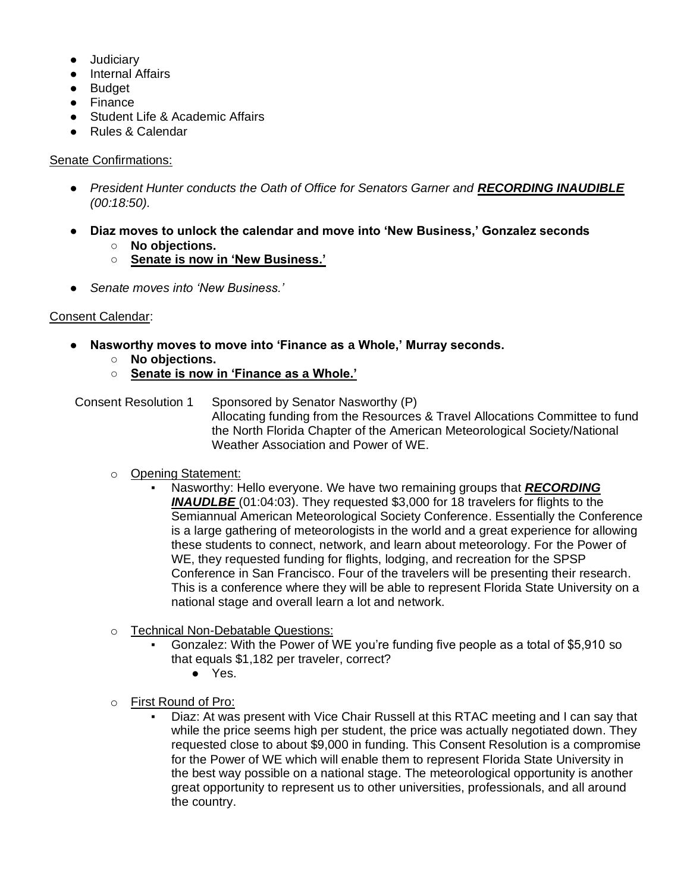- Judiciary
- Internal Affairs
- Budget
- Finance
- Student Life & Academic Affairs
- Rules & Calendar

<u>Senate Confirmations:</u>

- *President Hunter conducts the Oath of Office for Senators Garner and **<u>RECORDING INAUDIBLE</u>** (00:18:50).*

- **Diaz moves to unlock the calendar and move into 'New Business,' Gonzalez seconds**
    - **No objections.**
    - **<u>Senate is now in 'New Business.'</u>**

- *Senate moves into 'New Business.'*

<u>Consent Calendar</u>:

- **Nasworthy moves to move into 'Finance as a Whole,' Murray seconds.**
    - **No objections.**
    - **<u>Senate is now in 'Finance as a Whole.'</u>**

Consent Resolution 1 — Sponsored by Senator Nasworthy (P)
Allocating funding from the Resources & Travel Allocations Committee to fund the North Florida Chapter of the American Meteorological Society/National Weather Association and Power of WE.

- <u>Opening Statement:</u>
    - Nasworthy: Hello everyone. We have two remaining groups that ***<u>RECORDING INAUDLBE</u>*** (01:04:03). They requested $3,000 for 18 travelers for flights to the Semiannual American Meteorological Society Conference. Essentially the Conference is a large gathering of meteorologists in the world and a great experience for allowing these students to connect, network, and learn about meteorology. For the Power of WE, they requested funding for flights, lodging, and recreation for the SPSP Conference in San Francisco. Four of the travelers will be presenting their research. This is a conference where they will be able to represent Florida State University on a national stage and overall learn a lot and network.

- <u>Technical Non-Debatable Questions:</u>
    - Gonzalez: With the Power of WE you're funding five people as a total of $5,910 so that equals $1,182 per traveler, correct?
        - Yes.

- <u>First Round of Pro:</u>
    - Diaz: At was present with Vice Chair Russell at this RTAC meeting and I can say that while the price seems high per student, the price was actually negotiated down. They requested close to about $9,000 in funding. This Consent Resolution is a compromise for the Power of WE which will enable them to represent Florida State University in the best way possible on a national stage. The meteorological opportunity is another great opportunity to represent us to other universities, professionals, and all around the country.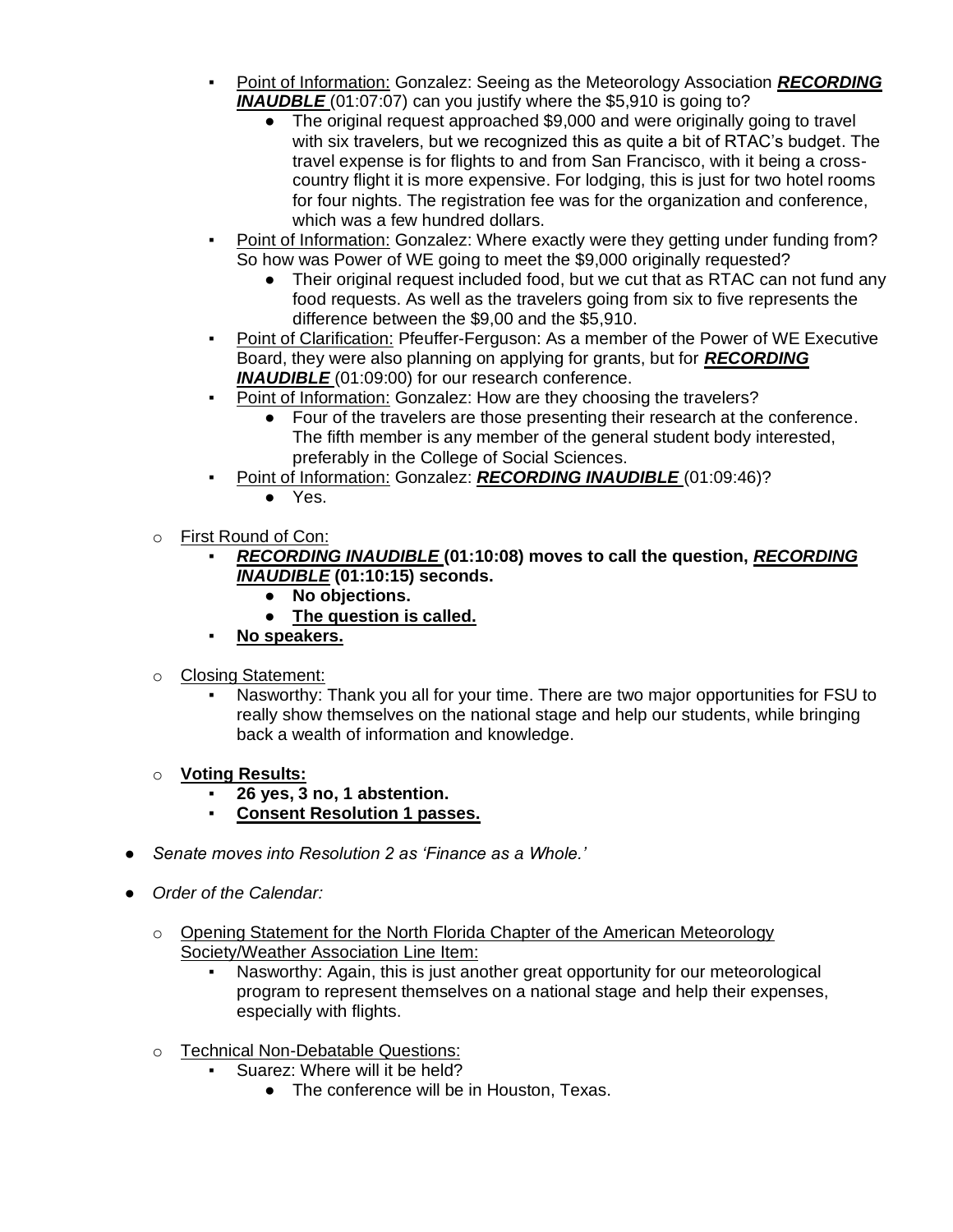- Point of Information: Gonzalez: Seeing as the Meteorology Association ***RECORDING INAUDBLE*** (01:07:07) can you justify where the $5,910 is going to?
    - The original request approached $9,000 and were originally going to travel with six travelers, but we recognized this as quite a bit of RTAC's budget. The travel expense is for flights to and from San Francisco, with it being a cross-country flight it is more expensive. For lodging, this is just for two hotel rooms for four nights. The registration fee was for the organization and conference, which was a few hundred dollars.
  - Point of Information: Gonzalez: Where exactly were they getting under funding from? So how was Power of WE going to meet the $9,000 originally requested?
    - Their original request included food, but we cut that as RTAC can not fund any food requests. As well as the travelers going from six to five represents the difference between the $9,00 and the $5,910.
  - Point of Clarification: Pfeuffer-Ferguson: As a member of the Power of WE Executive Board, they were also planning on applying for grants, but for ***RECORDING INAUDIBLE*** (01:09:00) for our research conference.
  - Point of Information: Gonzalez: How are they choosing the travelers?
    - Four of the travelers are those presenting their research at the conference. The fifth member is any member of the general student body interested, preferably in the College of Social Sciences.
  - Point of Information: Gonzalez: ***RECORDING INAUDIBLE*** (01:09:46)?
    - Yes.

- First Round of Con:
  - ***RECORDING INAUDIBLE*** **(01:10:08) moves to call the question,** ***RECORDING INAUDIBLE*** **(01:10:15) seconds.**
    - **No objections.**
    - **The question is called.**
  - **No speakers.**

- Closing Statement:
  - Nasworthy: Thank you all for your time. There are two major opportunities for FSU to really show themselves on the national stage and help our students, while bringing back a wealth of information and knowledge.

- **Voting Results:**
  - **26 yes, 3 no, 1 abstention.**
  - **Consent Resolution 1 passes.**

- *Senate moves into Resolution 2 as 'Finance as a Whole.'*

- *Order of the Calendar:*

  - Opening Statement for the North Florida Chapter of the American Meteorology Society/Weather Association Line Item:
    - Nasworthy: Again, this is just another great opportunity for our meteorological program to represent themselves on a national stage and help their expenses, especially with flights.

  - Technical Non-Debatable Questions:
    - Suarez: Where will it be held?
      - The conference will be in Houston, Texas.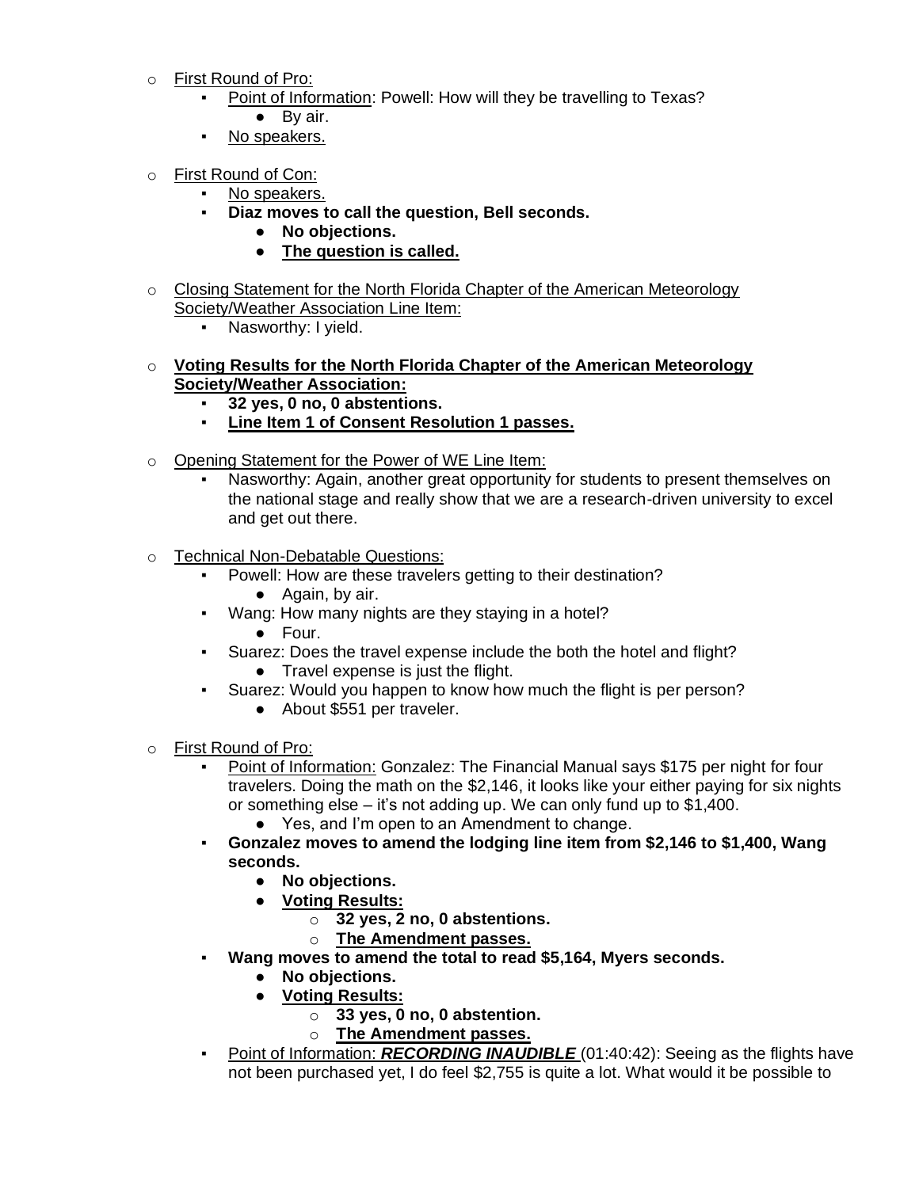- First Round of Pro:
  - Point of Information: Powell: How will they be travelling to Texas?
    - By air.
  - No speakers.

- First Round of Con:
  - No speakers.
  - **Diaz moves to call the question, Bell seconds.**
    - **No objections.**
    - **The question is called.**

- Closing Statement for the North Florida Chapter of the American Meteorology Society/Weather Association Line Item:
  - Nasworthy: I yield.

- **Voting Results for the North Florida Chapter of the American Meteorology Society/Weather Association:**
  - **32 yes, 0 no, 0 abstentions.**
  - **Line Item 1 of Consent Resolution 1 passes.**

- Opening Statement for the Power of WE Line Item:
  - Nasworthy: Again, another great opportunity for students to present themselves on the national stage and really show that we are a research-driven university to excel and get out there.

- Technical Non-Debatable Questions:
  - Powell: How are these travelers getting to their destination?
    - Again, by air.
  - Wang: How many nights are they staying in a hotel?
    - Four.
  - Suarez: Does the travel expense include the both the hotel and flight?
    - Travel expense is just the flight.
  - Suarez: Would you happen to know how much the flight is per person?
    - About $551 per traveler.

- First Round of Pro:
  - Point of Information: Gonzalez: The Financial Manual says $175 per night for four travelers. Doing the math on the $2,146, it looks like your either paying for six nights or something else – it's not adding up. We can only fund up to $1,400.
    - Yes, and I'm open to an Amendment to change.
  - **Gonzalez moves to amend the lodging line item from $2,146 to $1,400, Wang seconds.**
    - **No objections.**
    - **Voting Results:**
      - **32 yes, 2 no, 0 abstentions.**
      - **The Amendment passes.**
  - **Wang moves to amend the total to read $5,164, Myers seconds.**
    - **No objections.**
    - **Voting Results:**
      - **33 yes, 0 no, 0 abstention.**
      - **The Amendment passes.**
  - Point of Information: ***RECORDING INAUDIBLE*** (01:40:42): Seeing as the flights have not been purchased yet, I do feel $2,755 is quite a lot. What would it be possible to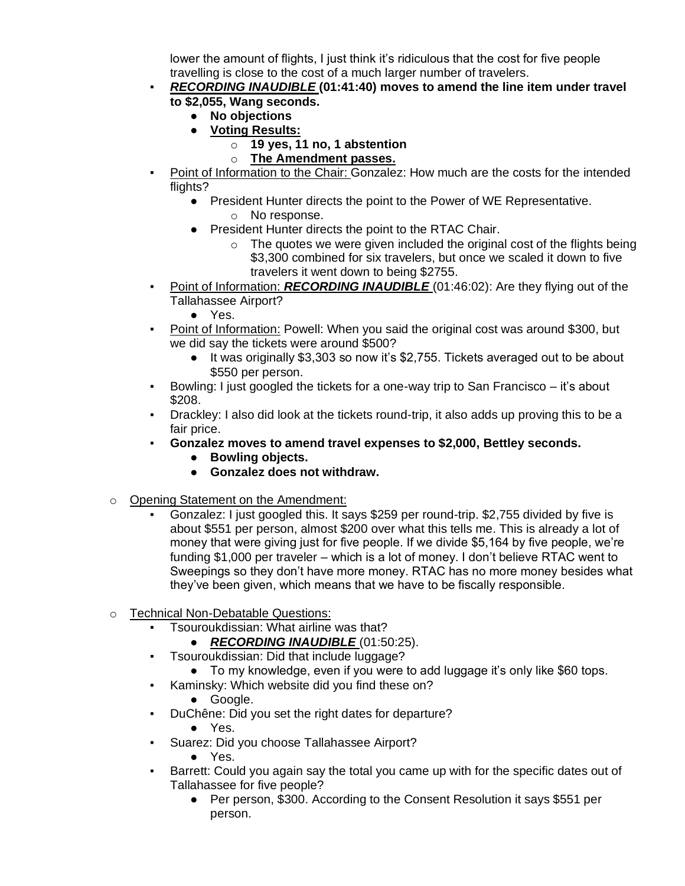lower the amount of flights, I just think it's ridiculous that the cost for five people travelling is close to the cost of a much larger number of travelers.

- ***RECORDING INAUDIBLE*** **(01:41:40) moves to amend the line item under travel to $2,055, Wang seconds.**
    - **No objections**
    - **Voting Results:**
        - **19 yes, 11 no, 1 abstention**
        - **The Amendment passes.**
- Point of Information to the Chair: Gonzalez: How much are the costs for the intended flights?
    - President Hunter directs the point to the Power of WE Representative.
        - No response.
    - President Hunter directs the point to the RTAC Chair.
        - The quotes we were given included the original cost of the flights being $3,300 combined for six travelers, but once we scaled it down to five travelers it went down to being $2755.
- Point of Information: ***RECORDING INAUDIBLE*** (01:46:02): Are they flying out of the Tallahassee Airport?
    - Yes.
- Point of Information: Powell: When you said the original cost was around $300, but we did say the tickets were around $500?
    - It was originally $3,303 so now it's $2,755. Tickets averaged out to be about $550 per person.
- Bowling: I just googled the tickets for a one-way trip to San Francisco – it's about $208.
- Drackley: I also did look at the tickets round-trip, it also adds up proving this to be a fair price.
- **Gonzalez moves to amend travel expenses to $2,000, Bettley seconds.**
    - **Bowling objects.**
    - **Gonzalez does not withdraw.**

- Opening Statement on the Amendment:
    - Gonzalez: I just googled this. It says $259 per round-trip. $2,755 divided by five is about $551 per person, almost $200 over what this tells me. This is already a lot of money that were giving just for five people. If we divide $5,164 by five people, we're funding $1,000 per traveler – which is a lot of money. I don't believe RTAC went to Sweepings so they don't have more money. RTAC has no more money besides what they've been given, which means that we have to be fiscally responsible.

- Technical Non-Debatable Questions:
    - Tsouroukdissian: What airline was that?
        - ***RECORDING INAUDIBLE*** (01:50:25).
    - Tsouroukdissian: Did that include luggage?
        - To my knowledge, even if you were to add luggage it's only like $60 tops.
    - Kaminsky: Which website did you find these on?
        - Google.
    - DuChêne: Did you set the right dates for departure?
        - Yes.
    - Suarez: Did you choose Tallahassee Airport?
        - Yes.
    - Barrett: Could you again say the total you came up with for the specific dates out of Tallahassee for five people?
        - Per person, $300. According to the Consent Resolution it says $551 per person.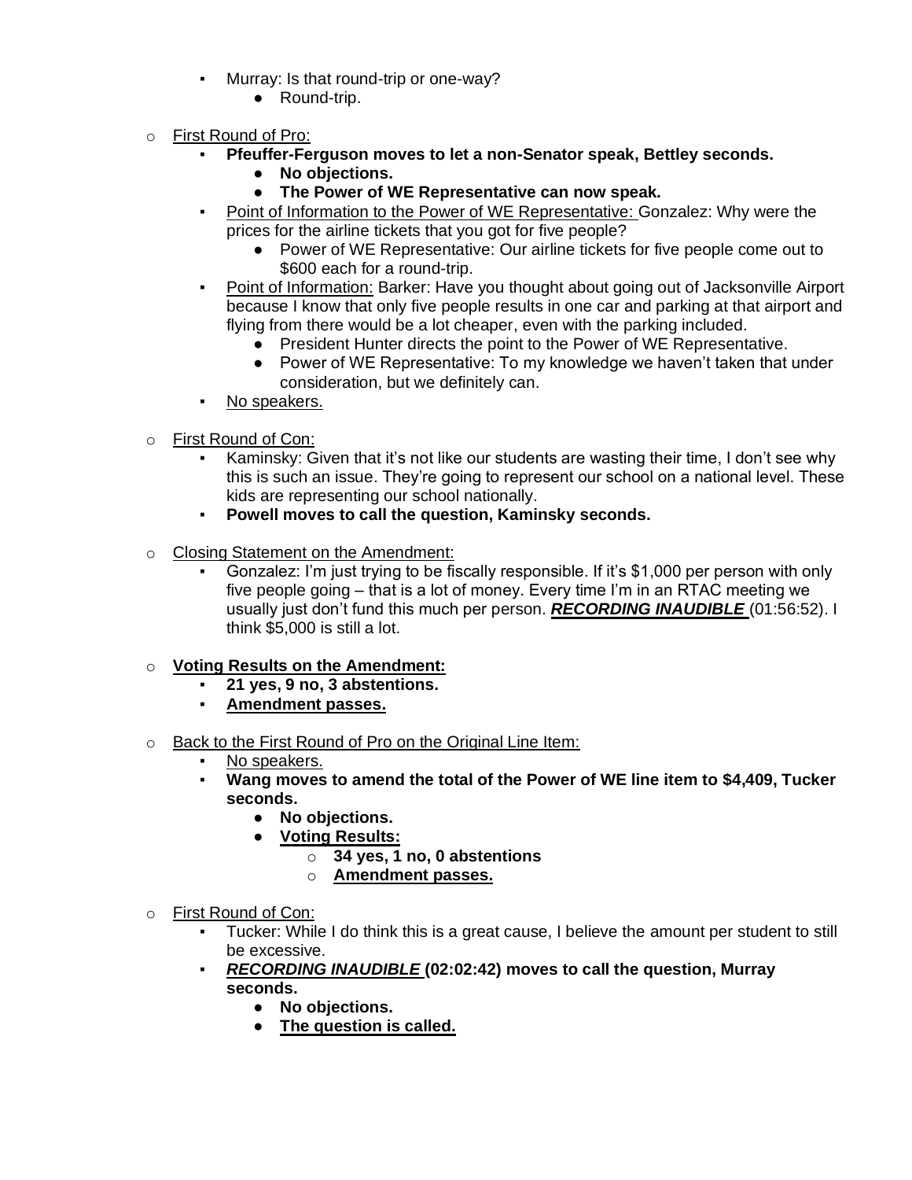- Murray: Is that round-trip or one-way?
    - Round-trip.

- <u>First Round of Pro:</u>
  - **Pfeuffer-Ferguson moves to let a non-Senator speak, Bettley seconds.**
    - **No objections.**
    - **The Power of WE Representative can now speak.**
  - <u>Point of Information to the Power of WE Representative:</u> Gonzalez: Why were the prices for the airline tickets that you got for five people?
    - Power of WE Representative: Our airline tickets for five people come out to $600 each for a round-trip.
  - <u>Point of Information:</u> Barker: Have you thought about going out of Jacksonville Airport because I know that only five people results in one car and parking at that airport and flying from there would be a lot cheaper, even with the parking included.
    - President Hunter directs the point to the Power of WE Representative.
    - Power of WE Representative: To my knowledge we haven't taken that under consideration, but we definitely can.
  - <u>No speakers.</u>

- <u>First Round of Con:</u>
  - Kaminsky: Given that it's not like our students are wasting their time, I don't see why this is such an issue. They're going to represent our school on a national level. These kids are representing our school nationally.
  - **Powell moves to call the question, Kaminsky seconds.**

- <u>Closing Statement on the Amendment:</u>
  - Gonzalez: I'm just trying to be fiscally responsible. If it's $1,000 per person with only five people going – that is a lot of money. Every time I'm in an RTAC meeting we usually just don't fund this much per person. ***<u>RECORDING INAUDIBLE</u>*** (01:56:52). I think $5,000 is still a lot.

- **<u>Voting Results on the Amendment:</u>**
  - **21 yes, 9 no, 3 abstentions.**
  - **<u>Amendment passes.</u>**

- <u>Back to the First Round of Pro on the Original Line Item:</u>
  - <u>No speakers.</u>
  - **Wang moves to amend the total of the Power of WE line item to $4,409, Tucker seconds.**
    - **No objections.**
    - **<u>Voting Results:</u>**
      - **34 yes, 1 no, 0 abstentions**
      - **<u>Amendment passes.</u>**

- <u>First Round of Con:</u>
  - Tucker: While I do think this is a great cause, I believe the amount per student to still be excessive.
  - ***<u>RECORDING INAUDIBLE</u>*** **(02:02:42) moves to call the question, Murray seconds.**
    - **No objections.**
    - **<u>The question is called.</u>**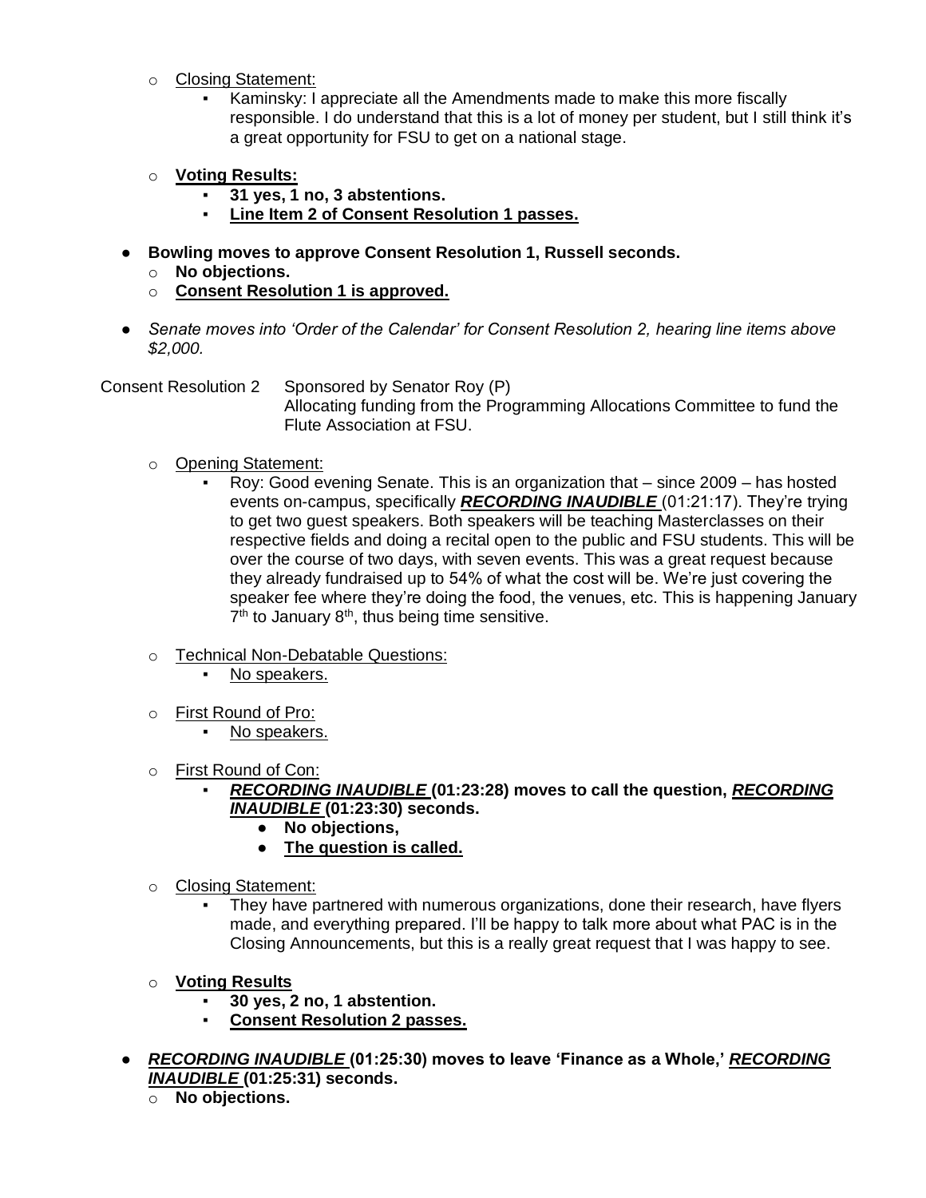- Closing Statement:
    - Kaminsky: I appreciate all the Amendments made to make this more fiscally responsible. I do understand that this is a lot of money per student, but I still think it's a great opportunity for FSU to get on a national stage.

- **Voting Results:**
    - **31 yes, 1 no, 3 abstentions.**
    - **Line Item 2 of Consent Resolution 1 passes.**

- **Bowling moves to approve Consent Resolution 1, Russell seconds.**
    - **No objections.**
    - **Consent Resolution 1 is approved.**

- *Senate moves into 'Order of the Calendar' for Consent Resolution 2, hearing line items above $2,000.*

Consent Resolution 2 Sponsored by Senator Roy (P)
Allocating funding from the Programming Allocations Committee to fund the Flute Association at FSU.

- Opening Statement:
    - Roy: Good evening Senate. This is an organization that – since 2009 – has hosted events on-campus, specifically ***RECORDING INAUDIBLE*** (01:21:17). They're trying to get two guest speakers. Both speakers will be teaching Masterclasses on their respective fields and doing a recital open to the public and FSU students. This will be over the course of two days, with seven events. This was a great request because they already fundraised up to 54% of what the cost will be. We're just covering the speaker fee where they're doing the food, the venues, etc. This is happening January 7th to January 8th, thus being time sensitive.

- Technical Non-Debatable Questions:
    - No speakers.

- First Round of Pro:
    - No speakers.

- First Round of Con:
    - ***RECORDING INAUDIBLE*** **(01:23:28) moves to call the question,** ***RECORDING INAUDIBLE*** **(01:23:30) seconds.**
        - **No objections,**
        - **The question is called.**

- Closing Statement:
    - They have partnered with numerous organizations, done their research, have flyers made, and everything prepared. I'll be happy to talk more about what PAC is in the Closing Announcements, but this is a really great request that I was happy to see.

- **Voting Results**
    - **30 yes, 2 no, 1 abstention.**
    - **Consent Resolution 2 passes.**

- ***RECORDING INAUDIBLE*** **(01:25:30) moves to leave 'Finance as a Whole,'** ***RECORDING INAUDIBLE*** **(01:25:31) seconds.**
    - **No objections.**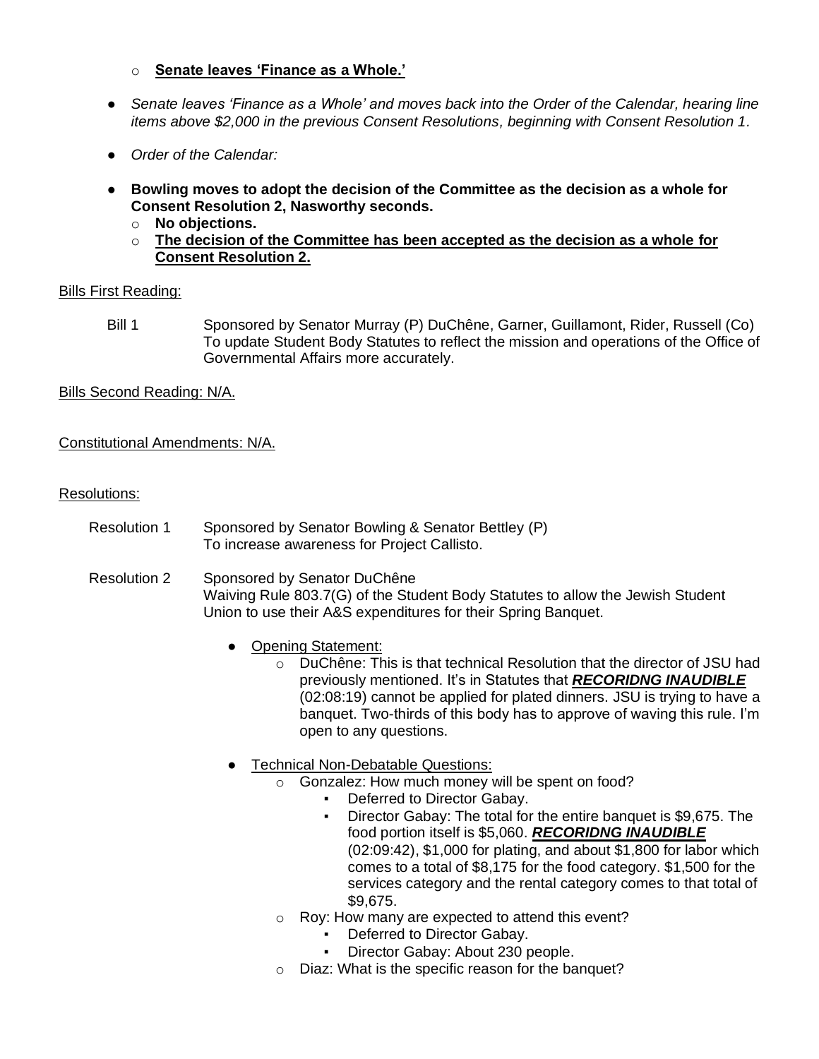- **Senate leaves 'Finance as a Whole.'**

- *Senate leaves 'Finance as a Whole' and moves back into the Order of the Calendar, hearing line items above $2,000 in the previous Consent Resolutions, beginning with Consent Resolution 1.*

- *Order of the Calendar:*

- **Bowling moves to adopt the decision of the Committee as the decision as a whole for Consent Resolution 2, Nasworthy seconds.**
  - **No objections.**
  - **The decision of the Committee has been accepted as the decision as a whole for Consent Resolution 2.**

Bills First Reading:

Bill 1 — Sponsored by Senator Murray (P) DuChêne, Garner, Guillamont, Rider, Russell (Co)
To update Student Body Statutes to reflect the mission and operations of the Office of Governmental Affairs more accurately.

Bills Second Reading: N/A.

Constitutional Amendments: N/A.

Resolutions:

Resolution 1 — Sponsored by Senator Bowling & Senator Bettley (P)
To increase awareness for Project Callisto.

Resolution 2 — Sponsored by Senator DuChêne
Waiving Rule 803.7(G) of the Student Body Statutes to allow the Jewish Student Union to use their A&S expenditures for their Spring Banquet.

- Opening Statement:
  - DuChêne: This is that technical Resolution that the director of JSU had previously mentioned. It's in Statutes that ***RECORIDNG INAUDIBLE*** (02:08:19) cannot be applied for plated dinners. JSU is trying to have a banquet. Two-thirds of this body has to approve of waving this rule. I'm open to any questions.

- Technical Non-Debatable Questions:
  - Gonzalez: How much money will be spent on food?
    - Deferred to Director Gabay.
    - Director Gabay: The total for the entire banquet is $9,675. The food portion itself is $5,060. ***RECORIDNG INAUDIBLE*** (02:09:42), $1,000 for plating, and about $1,800 for labor which comes to a total of $8,175 for the food category. $1,500 for the services category and the rental category comes to that total of $9,675.
  - Roy: How many are expected to attend this event?
    - Deferred to Director Gabay.
    - Director Gabay: About 230 people.
  - Diaz: What is the specific reason for the banquet?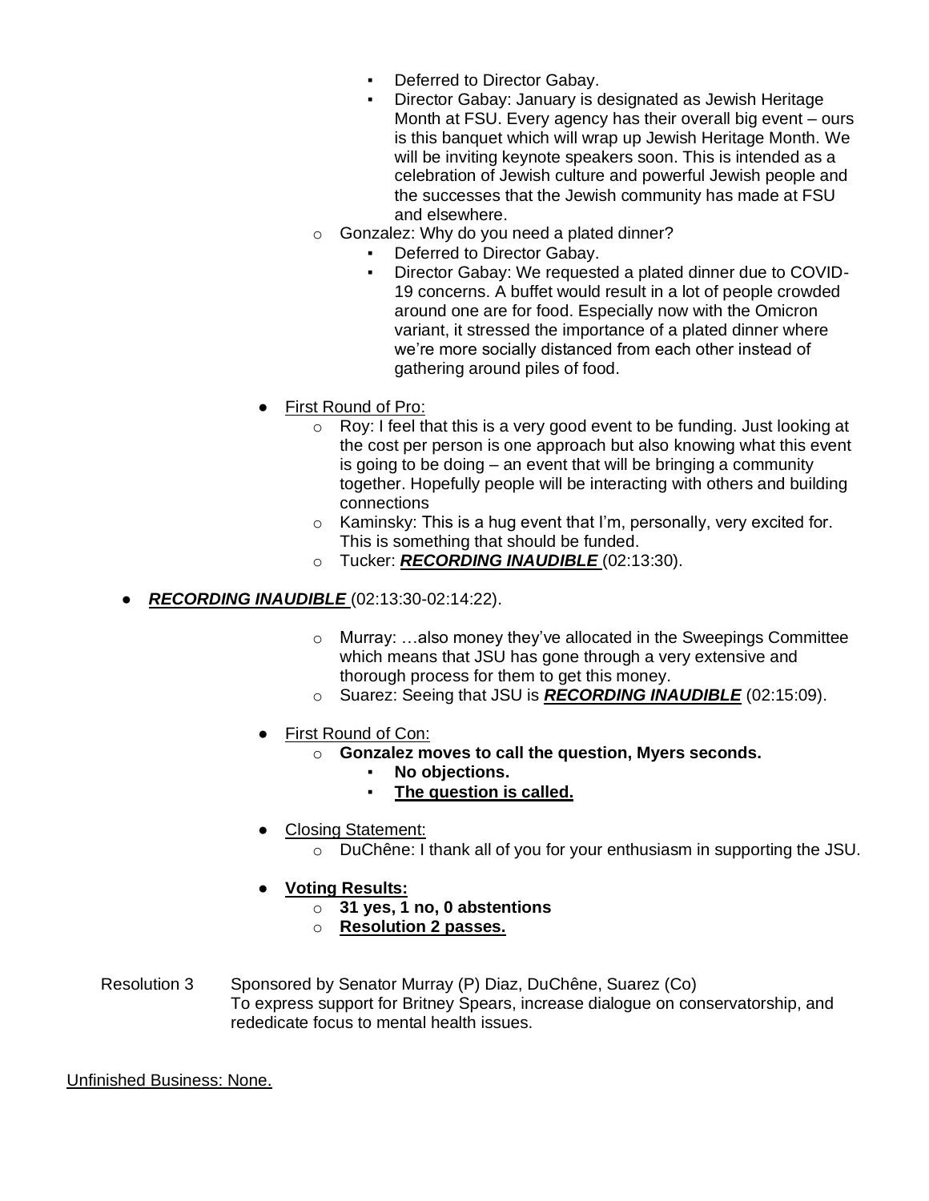- Deferred to Director Gabay.
        - Director Gabay: January is designated as Jewish Heritage Month at FSU. Every agency has their overall big event – ours is this banquet which will wrap up Jewish Heritage Month. We will be inviting keynote speakers soon. This is intended as a celebration of Jewish culture and powerful Jewish people and the successes that the Jewish community has made at FSU and elsewhere.
    - Gonzalez: Why do you need a plated dinner?
        - Deferred to Director Gabay.
        - Director Gabay: We requested a plated dinner due to COVID-19 concerns. A buffet would result in a lot of people crowded around one are for food. Especially now with the Omicron variant, it stressed the importance of a plated dinner where we're more socially distanced from each other instead of gathering around piles of food.

- First Round of Pro:
    - Roy: I feel that this is a very good event to be funding. Just looking at the cost per person is one approach but also knowing what this event is going to be doing – an event that will be bringing a community together. Hopefully people will be interacting with others and building connections
    - Kaminsky: This is a hug event that I'm, personally, very excited for. This is something that should be funded.
    - Tucker: ***RECORDING INAUDIBLE*** (02:13:30).

- ***RECORDING INAUDIBLE*** (02:13:30-02:14:22).
    - Murray: …also money they've allocated in the Sweepings Committee which means that JSU has gone through a very extensive and thorough process for them to get this money.
    - Suarez: Seeing that JSU is ***RECORDING INAUDIBLE*** (02:15:09).

- First Round of Con:
    - **Gonzalez moves to call the question, Myers seconds.**
        - **No objections.**
        - **The question is called.**

- Closing Statement:
    - DuChêne: I thank all of you for your enthusiasm in supporting the JSU.

- **Voting Results:**
    - **31 yes, 1 no, 0 abstentions**
    - **Resolution 2 passes.**

Resolution 3 Sponsored by Senator Murray (P) Diaz, DuChêne, Suarez (Co)
To express support for Britney Spears, increase dialogue on conservatorship, and rededicate focus to mental health issues.

Unfinished Business: None.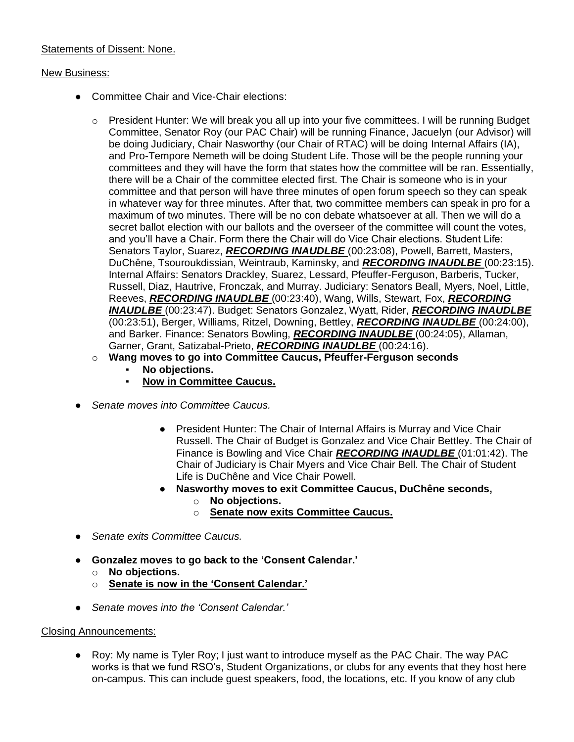<u>Statements of Dissent: None.</u>

<u>New Business:</u>

- Committee Chair and Vice-Chair elections:
  - President Hunter: We will break you all up into your five committees. I will be running Budget Committee, Senator Roy (our PAC Chair) will be running Finance, Jacuelyn (our Advisor) will be doing Judiciary, Chair Nasworthy (our Chair of RTAC) will be doing Internal Affairs (IA), and Pro-Tempore Nemeth will be doing Student Life. Those will be the people running your committees and they will have the form that states how the committee will be ran. Essentially, there will be a Chair of the committee elected first. The Chair is someone who is in your committee and that person will have three minutes of open forum speech so they can speak in whatever way for three minutes. After that, two committee members can speak in pro for a maximum of two minutes. There will be no con debate whatsoever at all. Then we will do a secret ballot election with our ballots and the overseer of the committee will count the votes, and you'll have a Chair. Form there the Chair will do Vice Chair elections. Student Life: Senators Taylor, Suarez, <u>***RECORDING INAUDLBE***</u> (00:23:08), Powell, Barrett, Masters, DuChêne, Tsouroukdissian, Weintraub, Kaminsky, and <u>***RECORDING INAUDLBE***</u> (00:23:15). Internal Affairs: Senators Drackley, Suarez, Lessard, Pfeuffer-Ferguson, Barberis, Tucker, Russell, Diaz, Hautrive, Fronczak, and Murray. Judiciary: Senators Beall, Myers, Noel, Little, Reeves, <u>***RECORDING INAUDLBE***</u> (00:23:40), Wang, Wills, Stewart, Fox, <u>***RECORDING INAUDLBE***</u> (00:23:47). Budget: Senators Gonzalez, Wyatt, Rider, <u>***RECORDING INAUDLBE***</u> (00:23:51), Berger, Williams, Ritzel, Downing, Bettley, <u>***RECORDING INAUDLBE***</u> (00:24:00), and Barker. Finance: Senators Bowling, <u>***RECORDING INAUDLBE***</u> (00:24:05), Allaman, Garner, Grant, Satizabal-Prieto, <u>***RECORDING INAUDLBE***</u> (00:24:16).
  - **Wang moves to go into Committee Caucus, Pfeuffer-Ferguson seconds**
    - **No objections.**
    - **<u>Now in Committee Caucus.</u>**
- *Senate moves into Committee Caucus.*
  - President Hunter: The Chair of Internal Affairs is Murray and Vice Chair Russell. The Chair of Budget is Gonzalez and Vice Chair Bettley. The Chair of Finance is Bowling and Vice Chair <u>***RECORDING INAUDLBE***</u> (01:01:42). The Chair of Judiciary is Chair Myers and Vice Chair Bell. The Chair of Student Life is DuChêne and Vice Chair Powell.
  - **Nasworthy moves to exit Committee Caucus, DuChêne seconds,**
    - **No objections.**
    - **<u>Senate now exits Committee Caucus.</u>**
- *Senate exits Committee Caucus.*
- **Gonzalez moves to go back to the 'Consent Calendar.'**
  - **No objections.**
  - **<u>Senate is now in the 'Consent Calendar.'</u>**
- *Senate moves into the 'Consent Calendar.'*

<u>Closing Announcements:</u>

- Roy: My name is Tyler Roy; I just want to introduce myself as the PAC Chair. The way PAC works is that we fund RSO's, Student Organizations, or clubs for any events that they host here on-campus. This can include guest speakers, food, the locations, etc. If you know of any club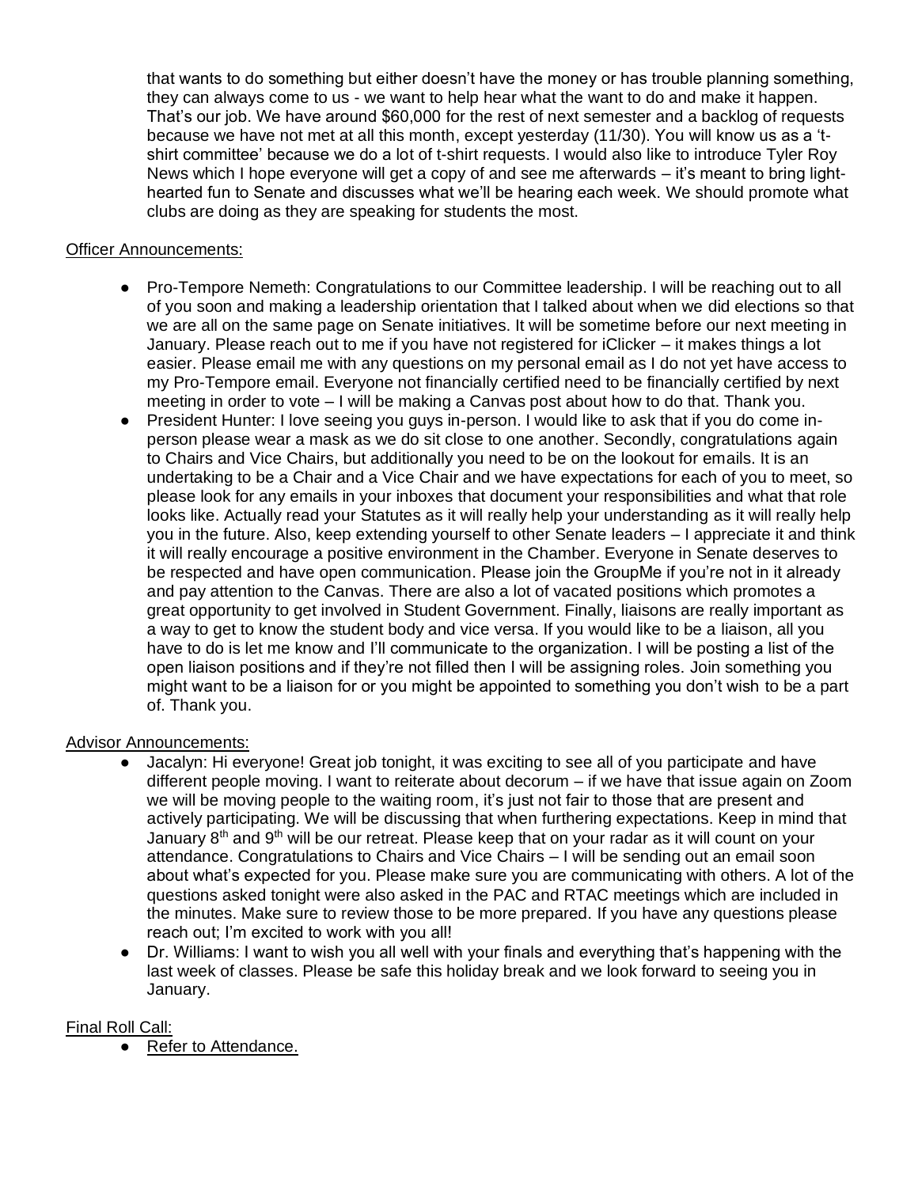that wants to do something but either doesn't have the money or has trouble planning something, they can always come to us - we want to help hear what the want to do and make it happen. That's our job. We have around $60,000 for the rest of next semester and a backlog of requests because we have not met at all this month, except yesterday (11/30). You will know us as a 't-shirt committee' because we do a lot of t-shirt requests. I would also like to introduce Tyler Roy News which I hope everyone will get a copy of and see me afterwards – it's meant to bring light-hearted fun to Senate and discusses what we'll be hearing each week. We should promote what clubs are doing as they are speaking for students the most.

Officer Announcements:

- Pro-Tempore Nemeth: Congratulations to our Committee leadership. I will be reaching out to all of you soon and making a leadership orientation that I talked about when we did elections so that we are all on the same page on Senate initiatives. It will be sometime before our next meeting in January. Please reach out to me if you have not registered for iClicker – it makes things a lot easier. Please email me with any questions on my personal email as I do not yet have access to my Pro-Tempore email. Everyone not financially certified need to be financially certified by next meeting in order to vote – I will be making a Canvas post about how to do that. Thank you.
- President Hunter: I love seeing you guys in-person. I would like to ask that if you do come in-person please wear a mask as we do sit close to one another. Secondly, congratulations again to Chairs and Vice Chairs, but additionally you need to be on the lookout for emails. It is an undertaking to be a Chair and a Vice Chair and we have expectations for each of you to meet, so please look for any emails in your inboxes that document your responsibilities and what that role looks like. Actually read your Statutes as it will really help your understanding as it will really help you in the future. Also, keep extending yourself to other Senate leaders – I appreciate it and think it will really encourage a positive environment in the Chamber. Everyone in Senate deserves to be respected and have open communication. Please join the GroupMe if you're not in it already and pay attention to the Canvas. There are also a lot of vacated positions which promotes a great opportunity to get involved in Student Government. Finally, liaisons are really important as a way to get to know the student body and vice versa. If you would like to be a liaison, all you have to do is let me know and I'll communicate to the organization. I will be posting a list of the open liaison positions and if they're not filled then I will be assigning roles. Join something you might want to be a liaison for or you might be appointed to something you don't wish to be a part of. Thank you.

Advisor Announcements:

- Jacalyn: Hi everyone! Great job tonight, it was exciting to see all of you participate and have different people moving. I want to reiterate about decorum – if we have that issue again on Zoom we will be moving people to the waiting room, it's just not fair to those that are present and actively participating. We will be discussing that when furthering expectations. Keep in mind that January 8th and 9th will be our retreat. Please keep that on your radar as it will count on your attendance. Congratulations to Chairs and Vice Chairs – I will be sending out an email soon about what's expected for you. Please make sure you are communicating with others. A lot of the questions asked tonight were also asked in the PAC and RTAC meetings which are included in the minutes. Make sure to review those to be more prepared. If you have any questions please reach out; I'm excited to work with you all!
- Dr. Williams: I want to wish you all well with your finals and everything that's happening with the last week of classes. Please be safe this holiday break and we look forward to seeing you in January.

Final Roll Call:

- Refer to Attendance.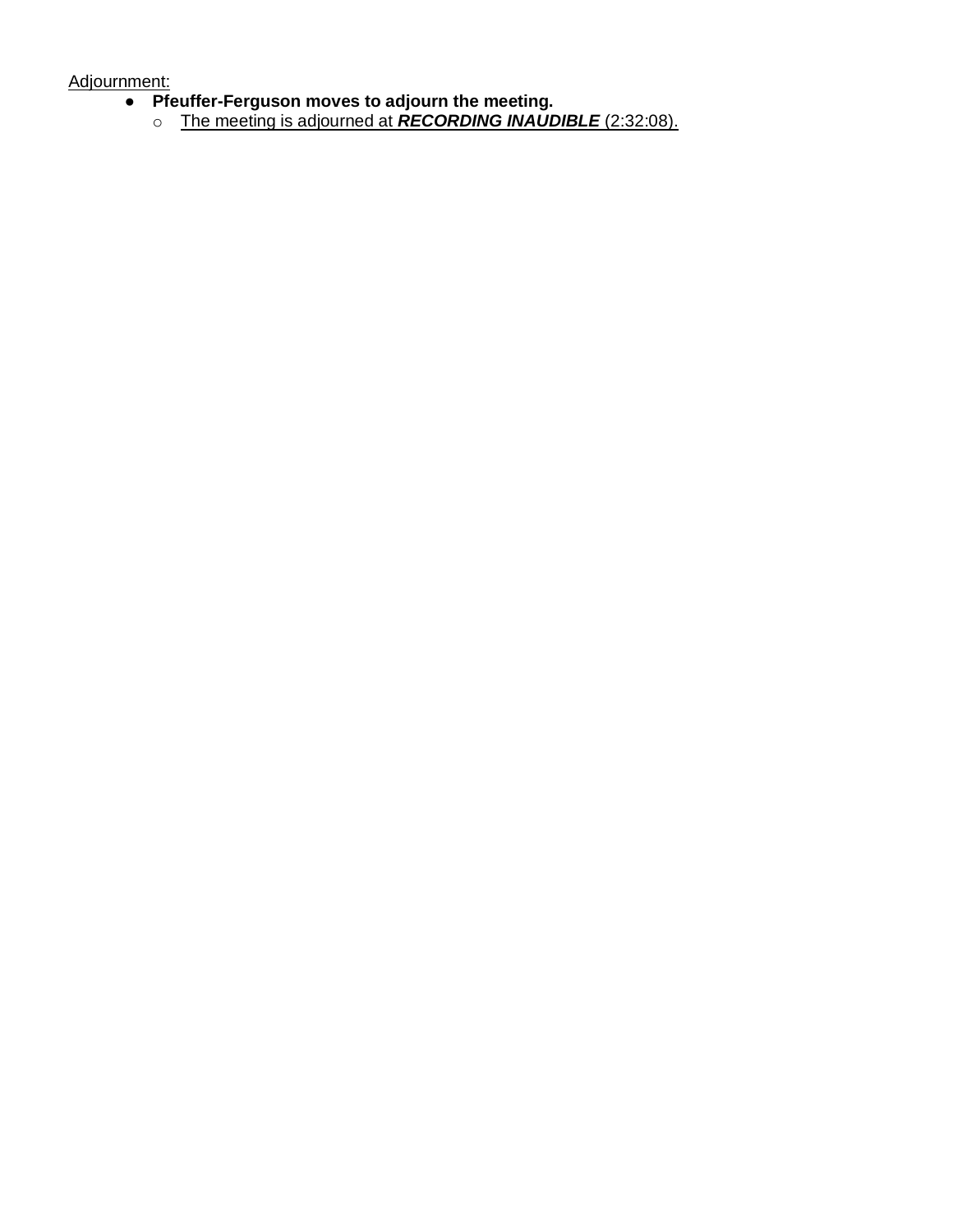<u>Adjournment:</u>

- **Pfeuffer-Ferguson moves to adjourn the meeting.**
  - <u>The meeting is adjourned at ***RECORDING INAUDIBLE*** (2:32:08).</u>